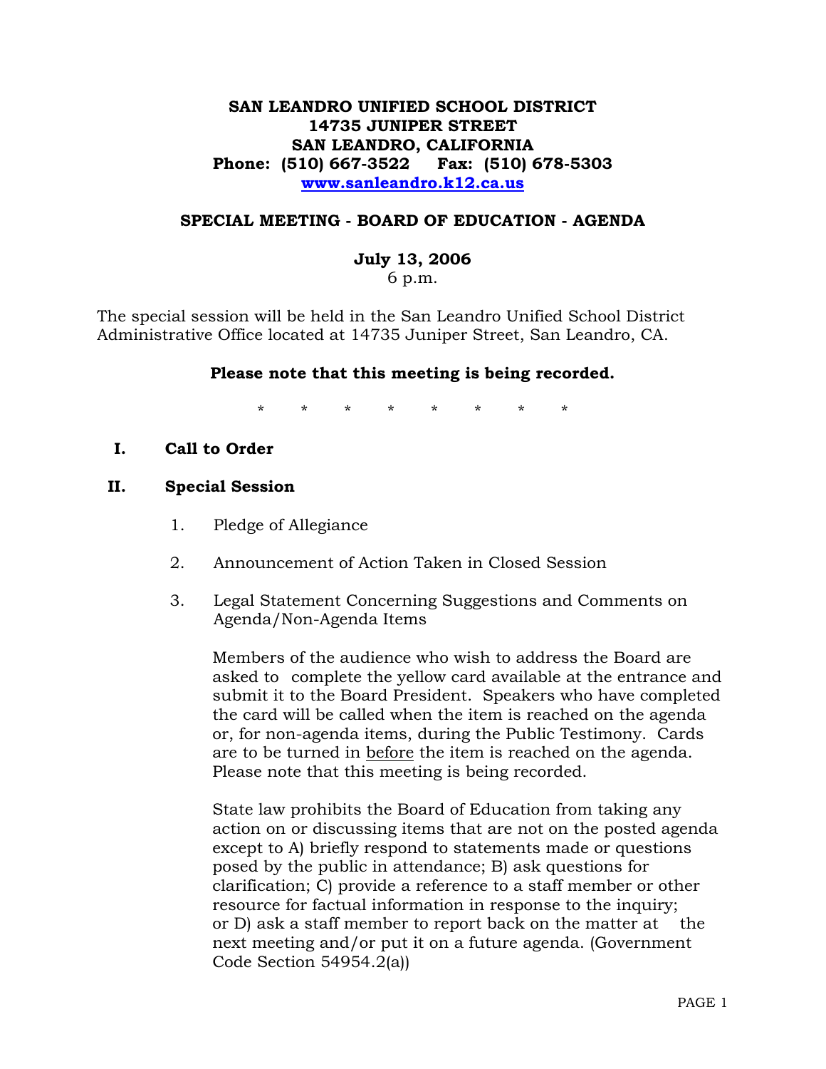**SAN LEANDRO UNIFIED SCHOOL DISTRICT**
**14735 JUNIPER STREET**
**SAN LEANDRO, CALIFORNIA**
**Phone: (510) 667-3522 Fax: (510) 678-5303**
**www.sanleandro.k12.ca.us**

## SPECIAL MEETING - BOARD OF EDUCATION - AGENDA

**July 13, 2006**
6 p.m.

The special session will be held in the San Leandro Unified School District Administrative Office located at 14735 Juniper Street, San Leandro, CA.

**Please note that this meeting is being recorded.**

\* \* \* \* \* \* \* \*

**I. Call to Order**

**II. Special Session**

1. Pledge of Allegiance

2. Announcement of Action Taken in Closed Session

3. Legal Statement Concerning Suggestions and Comments on Agenda/Non-Agenda Items

   Members of the audience who wish to address the Board are asked to complete the yellow card available at the entrance and submit it to the Board President. Speakers who have completed the card will be called when the item is reached on the agenda or, for non-agenda items, during the Public Testimony. Cards are to be turned in <u>before</u> the item is reached on the agenda. Please note that this meeting is being recorded.

   State law prohibits the Board of Education from taking any action on or discussing items that are not on the posted agenda except to A) briefly respond to statements made or questions posed by the public in attendance; B) ask questions for clarification; C) provide a reference to a staff member or other resource for factual information in response to the inquiry; or D) ask a staff member to report back on the matter at the next meeting and/or put it on a future agenda. (Government Code Section 54954.2(a))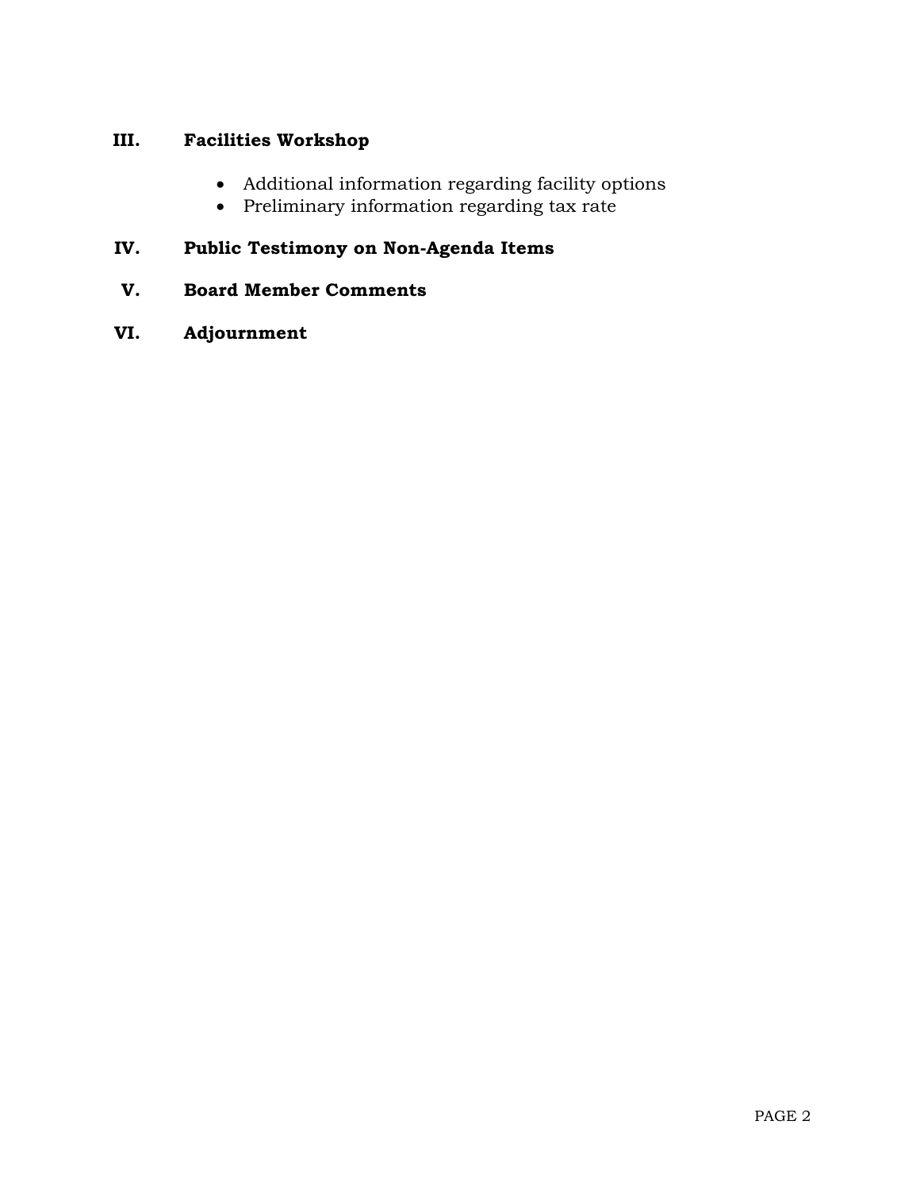**III. Facilities Workshop**

- Additional information regarding facility options
- Preliminary information regarding tax rate

**IV. Public Testimony on Non-Agenda Items**

**V. Board Member Comments**

**VI. Adjournment**